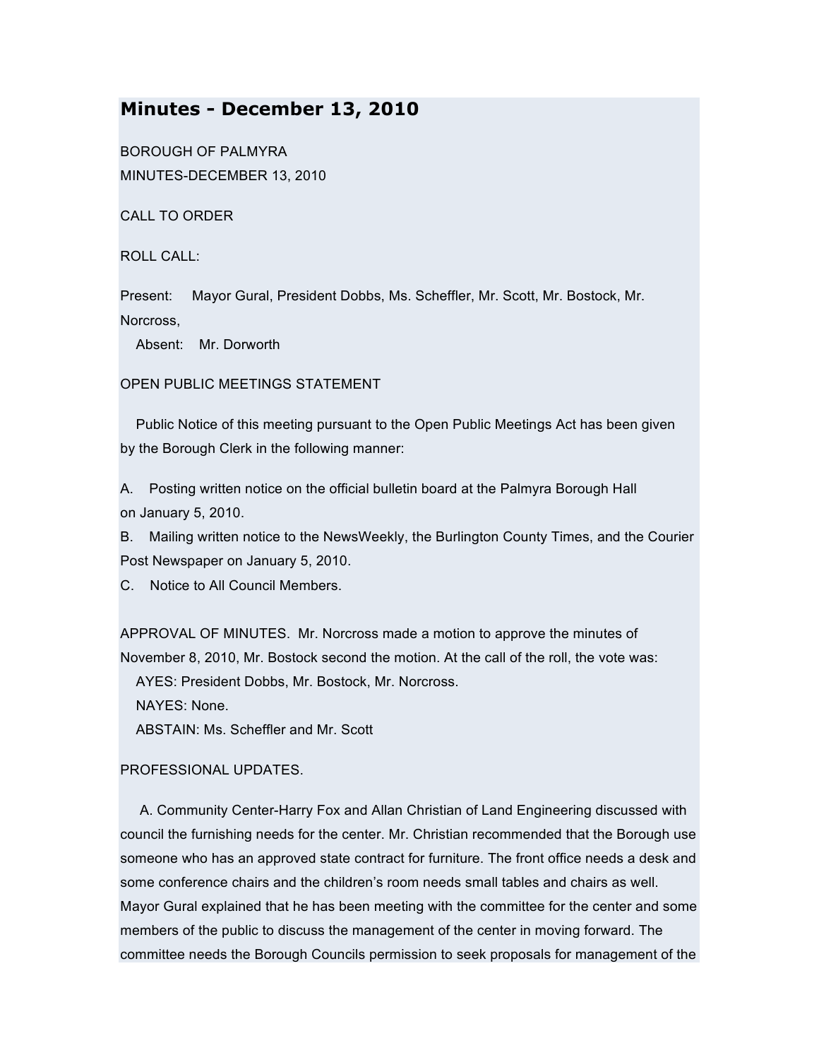# Minutes - December 13, 2010

BOROUGH OF PALMYRA
MINUTES-DECEMBER 13, 2010

CALL TO ORDER

ROLL CALL:

Present: Mayor Gural, President Dobbs, Ms. Scheffler, Mr. Scott, Mr. Bostock, Mr. Norcross,
Absent: Mr. Dorworth

OPEN PUBLIC MEETINGS STATEMENT

Public Notice of this meeting pursuant to the Open Public Meetings Act has been given by the Borough Clerk in the following manner:

A. Posting written notice on the official bulletin board at the Palmyra Borough Hall on January 5, 2010.
B. Mailing written notice to the NewsWeekly, the Burlington County Times, and the Courier Post Newspaper on January 5, 2010.
C. Notice to All Council Members.

APPROVAL OF MINUTES. Mr. Norcross made a motion to approve the minutes of November 8, 2010, Mr. Bostock second the motion. At the call of the roll, the vote was:
AYES: President Dobbs, Mr. Bostock, Mr. Norcross.
NAYES: None.
ABSTAIN: Ms. Scheffler and Mr. Scott

PROFESSIONAL UPDATES.

A. Community Center-Harry Fox and Allan Christian of Land Engineering discussed with council the furnishing needs for the center. Mr. Christian recommended that the Borough use someone who has an approved state contract for furniture. The front office needs a desk and some conference chairs and the children's room needs small tables and chairs as well. Mayor Gural explained that he has been meeting with the committee for the center and some members of the public to discuss the management of the center in moving forward. The committee needs the Borough Councils permission to seek proposals for management of the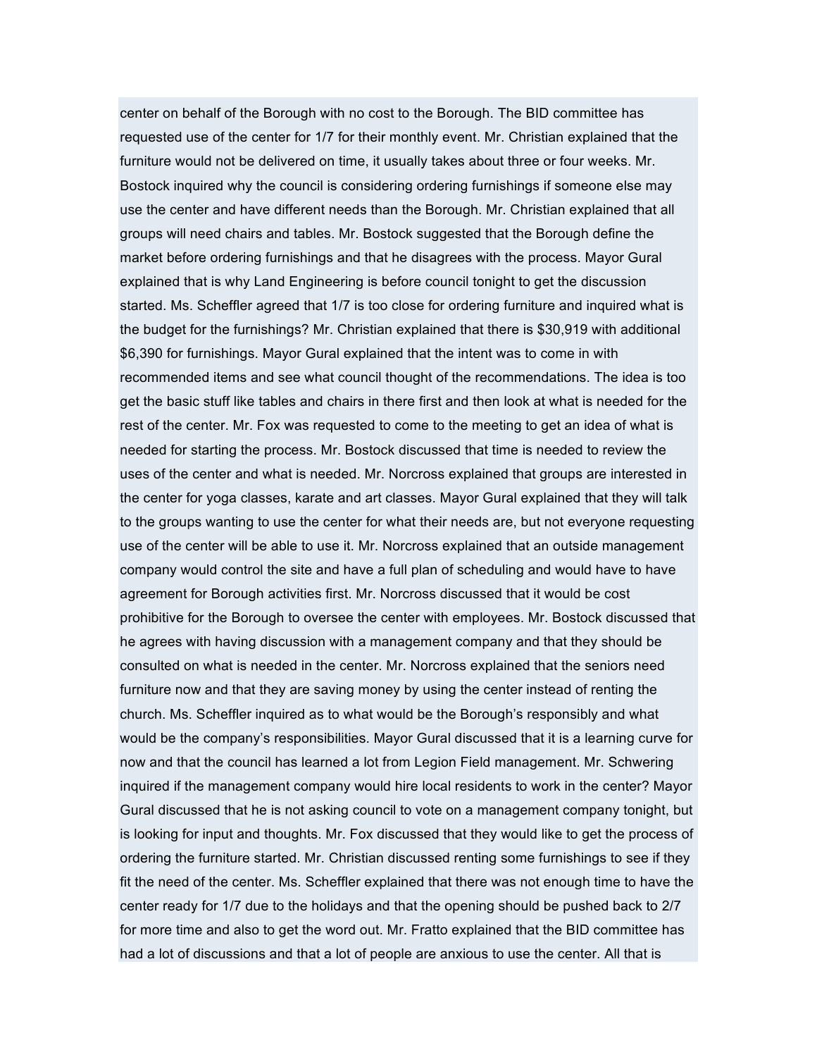center on behalf of the Borough with no cost to the Borough. The BID committee has requested use of the center for 1/7 for their monthly event. Mr. Christian explained that the furniture would not be delivered on time, it usually takes about three or four weeks. Mr. Bostock inquired why the council is considering ordering furnishings if someone else may use the center and have different needs than the Borough. Mr. Christian explained that all groups will need chairs and tables. Mr. Bostock suggested that the Borough define the market before ordering furnishings and that he disagrees with the process. Mayor Gural explained that is why Land Engineering is before council tonight to get the discussion started. Ms. Scheffler agreed that 1/7 is too close for ordering furniture and inquired what is the budget for the furnishings? Mr. Christian explained that there is $30,919 with additional $6,390 for furnishings. Mayor Gural explained that the intent was to come in with recommended items and see what council thought of the recommendations. The idea is too get the basic stuff like tables and chairs in there first and then look at what is needed for the rest of the center. Mr. Fox was requested to come to the meeting to get an idea of what is needed for starting the process. Mr. Bostock discussed that time is needed to review the uses of the center and what is needed. Mr. Norcross explained that groups are interested in the center for yoga classes, karate and art classes. Mayor Gural explained that they will talk to the groups wanting to use the center for what their needs are, but not everyone requesting use of the center will be able to use it. Mr. Norcross explained that an outside management company would control the site and have a full plan of scheduling and would have to have agreement for Borough activities first. Mr. Norcross discussed that it would be cost prohibitive for the Borough to oversee the center with employees. Mr. Bostock discussed that he agrees with having discussion with a management company and that they should be consulted on what is needed in the center. Mr. Norcross explained that the seniors need furniture now and that they are saving money by using the center instead of renting the church. Ms. Scheffler inquired as to what would be the Borough's responsibly and what would be the company's responsibilities. Mayor Gural discussed that it is a learning curve for now and that the council has learned a lot from Legion Field management. Mr. Schwering inquired if the management company would hire local residents to work in the center? Mayor Gural discussed that he is not asking council to vote on a management company tonight, but is looking for input and thoughts. Mr. Fox discussed that they would like to get the process of ordering the furniture started. Mr. Christian discussed renting some furnishings to see if they fit the need of the center. Ms. Scheffler explained that there was not enough time to have the center ready for 1/7 due to the holidays and that the opening should be pushed back to 2/7 for more time and also to get the word out. Mr. Fratto explained that the BID committee has had a lot of discussions and that a lot of people are anxious to use the center. All that is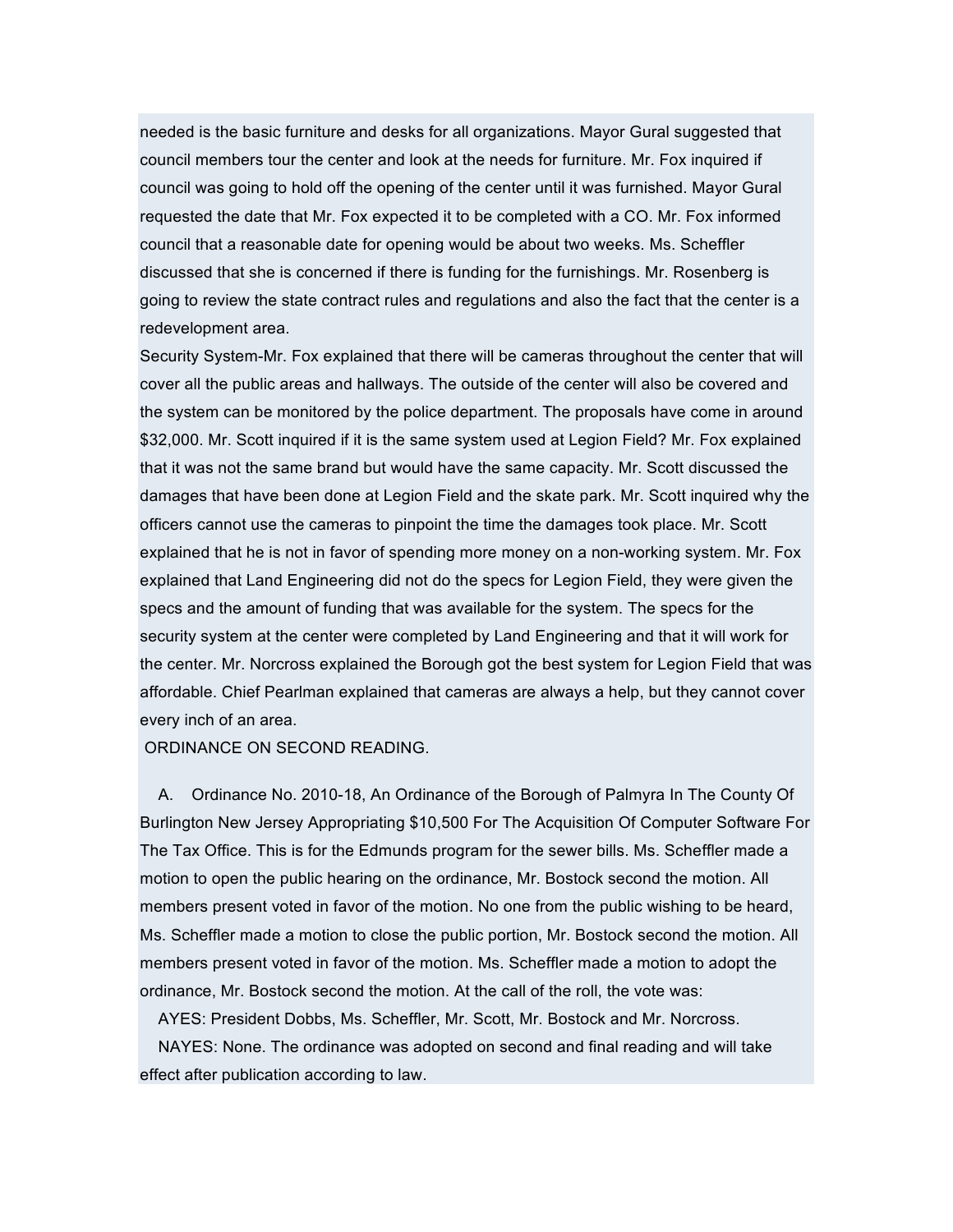needed is the basic furniture and desks for all organizations. Mayor Gural suggested that council members tour the center and look at the needs for furniture. Mr. Fox inquired if council was going to hold off the opening of the center until it was furnished. Mayor Gural requested the date that Mr. Fox expected it to be completed with a CO. Mr. Fox informed council that a reasonable date for opening would be about two weeks. Ms. Scheffler discussed that she is concerned if there is funding for the furnishings. Mr. Rosenberg is going to review the state contract rules and regulations and also the fact that the center is a redevelopment area.

Security System-Mr. Fox explained that there will be cameras throughout the center that will cover all the public areas and hallways. The outside of the center will also be covered and the system can be monitored by the police department. The proposals have come in around $32,000. Mr. Scott inquired if it is the same system used at Legion Field? Mr. Fox explained that it was not the same brand but would have the same capacity. Mr. Scott discussed the damages that have been done at Legion Field and the skate park. Mr. Scott inquired why the officers cannot use the cameras to pinpoint the time the damages took place. Mr. Scott explained that he is not in favor of spending more money on a non-working system. Mr. Fox explained that Land Engineering did not do the specs for Legion Field, they were given the specs and the amount of funding that was available for the system. The specs for the security system at the center were completed by Land Engineering and that it will work for the center. Mr. Norcross explained the Borough got the best system for Legion Field that was affordable. Chief Pearlman explained that cameras are always a help, but they cannot cover every inch of an area.

ORDINANCE ON SECOND READING.

A. Ordinance No. 2010-18, An Ordinance of the Borough of Palmyra In The County Of Burlington New Jersey Appropriating $10,500 For The Acquisition Of Computer Software For The Tax Office. This is for the Edmunds program for the sewer bills. Ms. Scheffler made a motion to open the public hearing on the ordinance, Mr. Bostock second the motion. All members present voted in favor of the motion. No one from the public wishing to be heard, Ms. Scheffler made a motion to close the public portion, Mr. Bostock second the motion. All members present voted in favor of the motion. Ms. Scheffler made a motion to adopt the ordinance, Mr. Bostock second the motion. At the call of the roll, the vote was:

AYES: President Dobbs, Ms. Scheffler, Mr. Scott, Mr. Bostock and Mr. Norcross.

NAYES: None. The ordinance was adopted on second and final reading and will take effect after publication according to law.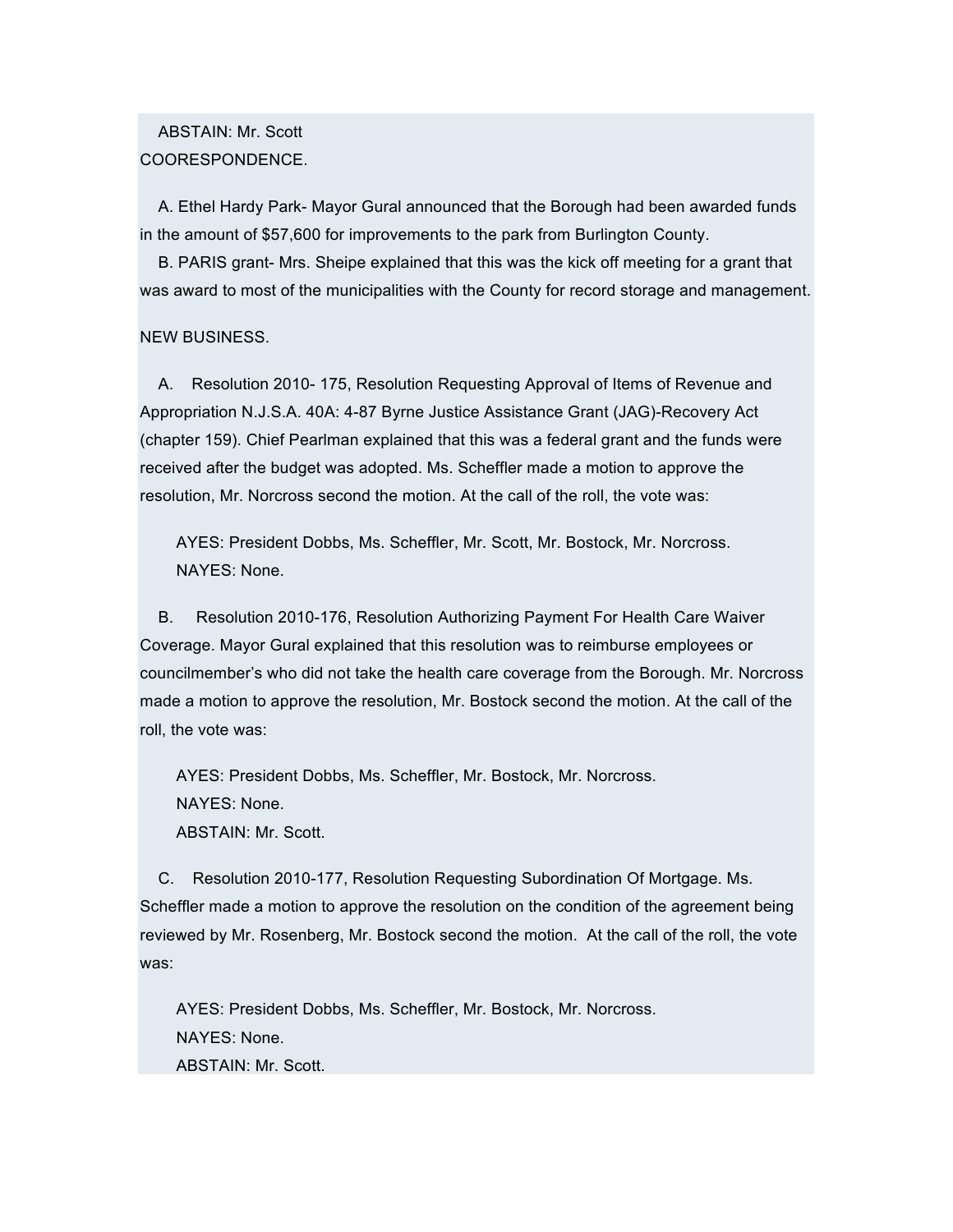ABSTAIN: Mr. Scott

COORESPONDENCE.

A. Ethel Hardy Park- Mayor Gural announced that the Borough had been awarded funds in the amount of $57,600 for improvements to the park from Burlington County.

B. PARIS grant- Mrs. Sheipe explained that this was the kick off meeting for a grant that was award to most of the municipalities with the County for record storage and management.

NEW BUSINESS.

A. Resolution 2010- 175, Resolution Requesting Approval of Items of Revenue and Appropriation N.J.S.A. 40A: 4-87 Byrne Justice Assistance Grant (JAG)-Recovery Act (chapter 159). Chief Pearlman explained that this was a federal grant and the funds were received after the budget was adopted. Ms. Scheffler made a motion to approve the resolution, Mr. Norcross second the motion. At the call of the roll, the vote was:

AYES: President Dobbs, Ms. Scheffler, Mr. Scott, Mr. Bostock, Mr. Norcross.
NAYES: None.

B. Resolution 2010-176, Resolution Authorizing Payment For Health Care Waiver Coverage. Mayor Gural explained that this resolution was to reimburse employees or councilmember's who did not take the health care coverage from the Borough. Mr. Norcross made a motion to approve the resolution, Mr. Bostock second the motion. At the call of the roll, the vote was:

AYES: President Dobbs, Ms. Scheffler, Mr. Bostock, Mr. Norcross.
NAYES: None.
ABSTAIN: Mr. Scott.

C. Resolution 2010-177, Resolution Requesting Subordination Of Mortgage. Ms. Scheffler made a motion to approve the resolution on the condition of the agreement being reviewed by Mr. Rosenberg, Mr. Bostock second the motion. At the call of the roll, the vote was:

AYES: President Dobbs, Ms. Scheffler, Mr. Bostock, Mr. Norcross.
NAYES: None.
ABSTAIN: Mr. Scott.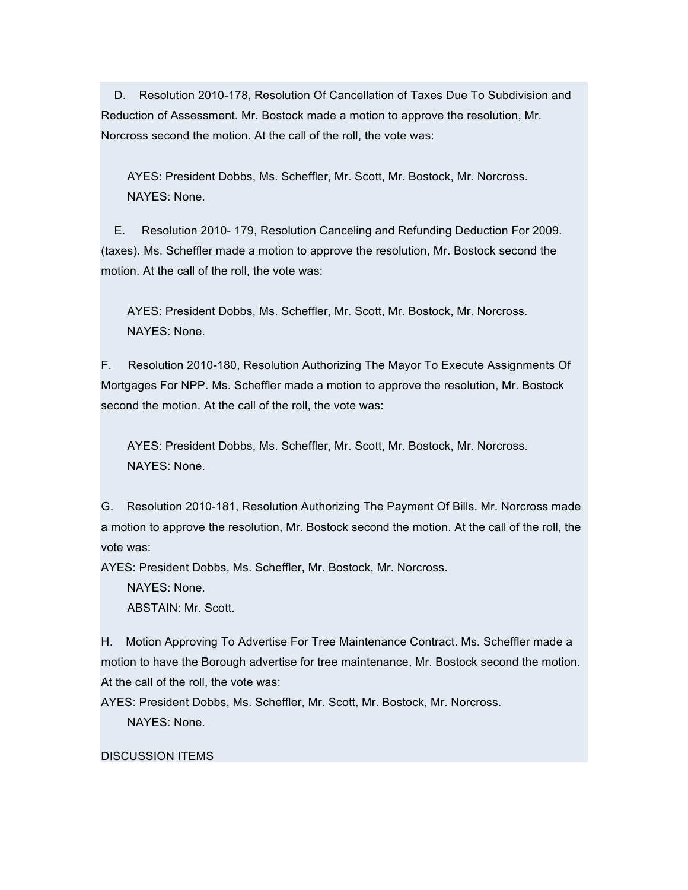D. Resolution 2010-178, Resolution Of Cancellation of Taxes Due To Subdivision and Reduction of Assessment. Mr. Bostock made a motion to approve the resolution, Mr. Norcross second the motion. At the call of the roll, the vote was:

AYES: President Dobbs, Ms. Scheffler, Mr. Scott, Mr. Bostock, Mr. Norcross.
NAYES: None.

E. Resolution 2010- 179, Resolution Canceling and Refunding Deduction For 2009. (taxes). Ms. Scheffler made a motion to approve the resolution, Mr. Bostock second the motion. At the call of the roll, the vote was:

AYES: President Dobbs, Ms. Scheffler, Mr. Scott, Mr. Bostock, Mr. Norcross.
NAYES: None.

F. Resolution 2010-180, Resolution Authorizing The Mayor To Execute Assignments Of Mortgages For NPP. Ms. Scheffler made a motion to approve the resolution, Mr. Bostock second the motion. At the call of the roll, the vote was:

AYES: President Dobbs, Ms. Scheffler, Mr. Scott, Mr. Bostock, Mr. Norcross.
NAYES: None.

G. Resolution 2010-181, Resolution Authorizing The Payment Of Bills. Mr. Norcross made a motion to approve the resolution, Mr. Bostock second the motion. At the call of the roll, the vote was:
AYES: President Dobbs, Ms. Scheffler, Mr. Bostock, Mr. Norcross.
NAYES: None.
ABSTAIN: Mr. Scott.

H. Motion Approving To Advertise For Tree Maintenance Contract. Ms. Scheffler made a motion to have the Borough advertise for tree maintenance, Mr. Bostock second the motion. At the call of the roll, the vote was:
AYES: President Dobbs, Ms. Scheffler, Mr. Scott, Mr. Bostock, Mr. Norcross.
NAYES: None.

DISCUSSION ITEMS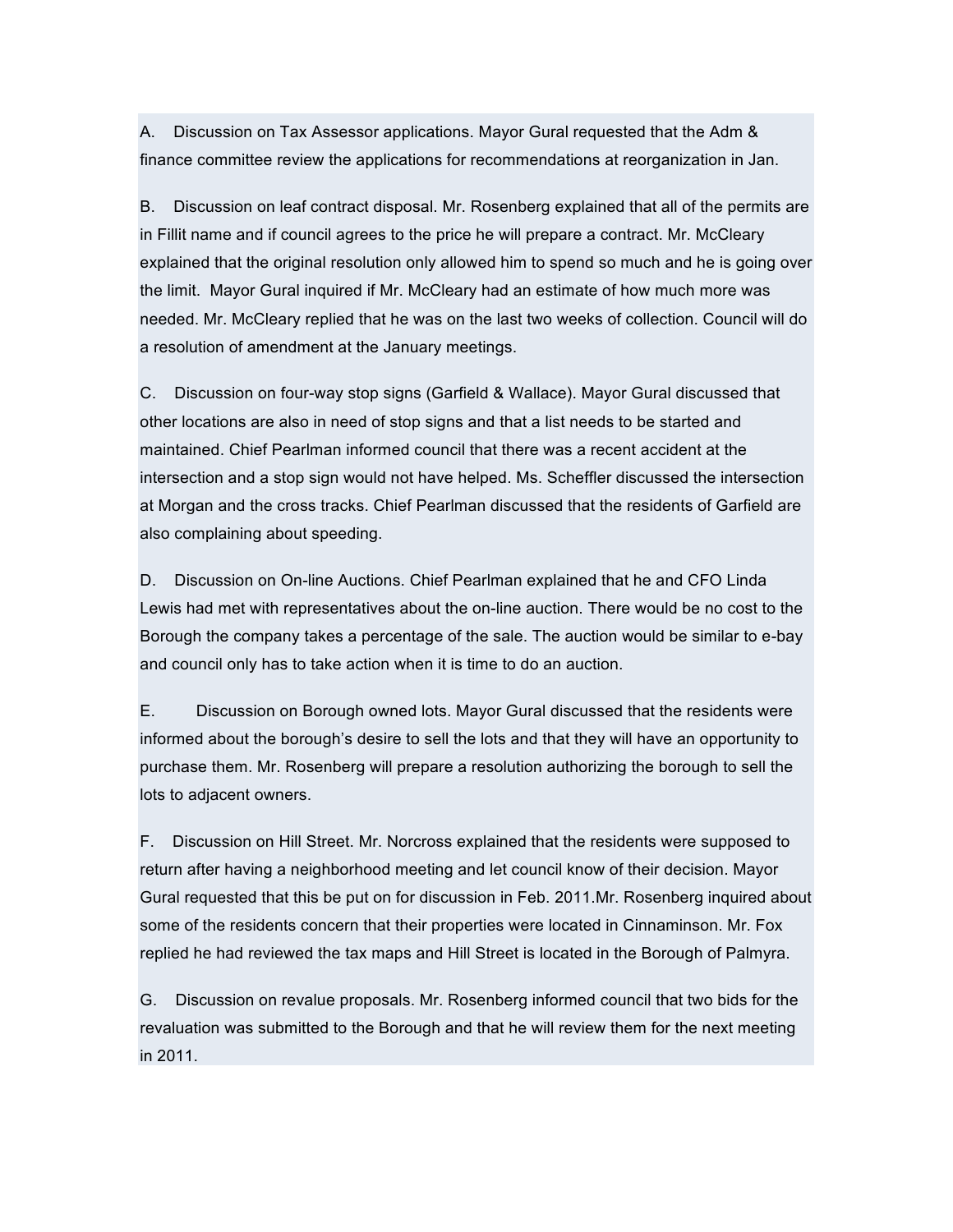A. Discussion on Tax Assessor applications. Mayor Gural requested that the Adm & finance committee review the applications for recommendations at reorganization in Jan.

B. Discussion on leaf contract disposal. Mr. Rosenberg explained that all of the permits are in Fillit name and if council agrees to the price he will prepare a contract. Mr. McCleary explained that the original resolution only allowed him to spend so much and he is going over the limit. Mayor Gural inquired if Mr. McCleary had an estimate of how much more was needed. Mr. McCleary replied that he was on the last two weeks of collection. Council will do a resolution of amendment at the January meetings.

C. Discussion on four-way stop signs (Garfield & Wallace). Mayor Gural discussed that other locations are also in need of stop signs and that a list needs to be started and maintained. Chief Pearlman informed council that there was a recent accident at the intersection and a stop sign would not have helped. Ms. Scheffler discussed the intersection at Morgan and the cross tracks. Chief Pearlman discussed that the residents of Garfield are also complaining about speeding.

D. Discussion on On-line Auctions. Chief Pearlman explained that he and CFO Linda Lewis had met with representatives about the on-line auction. There would be no cost to the Borough the company takes a percentage of the sale. The auction would be similar to e-bay and council only has to take action when it is time to do an auction.

E. Discussion on Borough owned lots. Mayor Gural discussed that the residents were informed about the borough's desire to sell the lots and that they will have an opportunity to purchase them. Mr. Rosenberg will prepare a resolution authorizing the borough to sell the lots to adjacent owners.

F. Discussion on Hill Street. Mr. Norcross explained that the residents were supposed to return after having a neighborhood meeting and let council know of their decision. Mayor Gural requested that this be put on for discussion in Feb. 2011.Mr. Rosenberg inquired about some of the residents concern that their properties were located in Cinnaminson. Mr. Fox replied he had reviewed the tax maps and Hill Street is located in the Borough of Palmyra.

G. Discussion on revalue proposals. Mr. Rosenberg informed council that two bids for the revaluation was submitted to the Borough and that he will review them for the next meeting in 2011.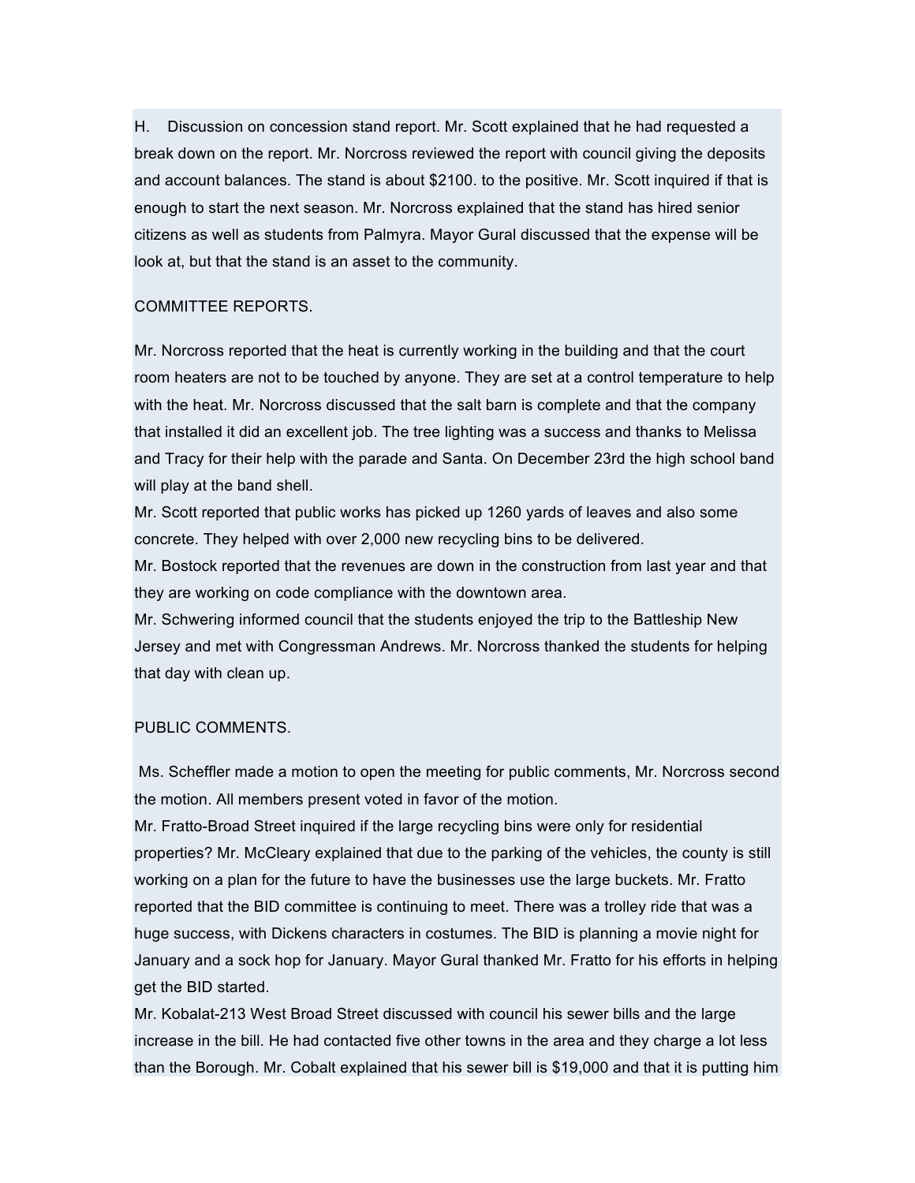H. Discussion on concession stand report. Mr. Scott explained that he had requested a break down on the report. Mr. Norcross reviewed the report with council giving the deposits and account balances. The stand is about $2100. to the positive. Mr. Scott inquired if that is enough to start the next season. Mr. Norcross explained that the stand has hired senior citizens as well as students from Palmyra. Mayor Gural discussed that the expense will be look at, but that the stand is an asset to the community.

COMMITTEE REPORTS.

Mr. Norcross reported that the heat is currently working in the building and that the court room heaters are not to be touched by anyone. They are set at a control temperature to help with the heat. Mr. Norcross discussed that the salt barn is complete and that the company that installed it did an excellent job. The tree lighting was a success and thanks to Melissa and Tracy for their help with the parade and Santa. On December 23rd the high school band will play at the band shell.

Mr. Scott reported that public works has picked up 1260 yards of leaves and also some concrete. They helped with over 2,000 new recycling bins to be delivered.

Mr. Bostock reported that the revenues are down in the construction from last year and that they are working on code compliance with the downtown area.

Mr. Schwering informed council that the students enjoyed the trip to the Battleship New Jersey and met with Congressman Andrews. Mr. Norcross thanked the students for helping that day with clean up.

PUBLIC COMMENTS.

Ms. Scheffler made a motion to open the meeting for public comments, Mr. Norcross second the motion. All members present voted in favor of the motion.

Mr. Fratto-Broad Street inquired if the large recycling bins were only for residential properties? Mr. McCleary explained that due to the parking of the vehicles, the county is still working on a plan for the future to have the businesses use the large buckets. Mr. Fratto reported that the BID committee is continuing to meet. There was a trolley ride that was a huge success, with Dickens characters in costumes. The BID is planning a movie night for January and a sock hop for January. Mayor Gural thanked Mr. Fratto for his efforts in helping get the BID started.

Mr. Kobalat-213 West Broad Street discussed with council his sewer bills and the large increase in the bill. He had contacted five other towns in the area and they charge a lot less than the Borough. Mr. Cobalt explained that his sewer bill is $19,000 and that it is putting him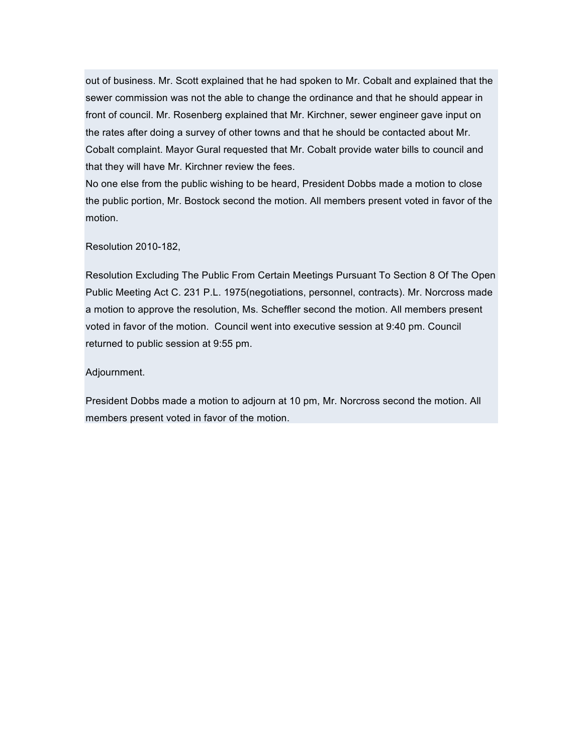out of business. Mr. Scott explained that he had spoken to Mr. Cobalt and explained that the sewer commission was not the able to change the ordinance and that he should appear in front of council. Mr. Rosenberg explained that Mr. Kirchner, sewer engineer gave input on the rates after doing a survey of other towns and that he should be contacted about Mr. Cobalt complaint. Mayor Gural requested that Mr. Cobalt provide water bills to council and that they will have Mr. Kirchner review the fees.
No one else from the public wishing to be heard, President Dobbs made a motion to close the public portion, Mr. Bostock second the motion. All members present voted in favor of the motion.

Resolution 2010-182,

Resolution Excluding The Public From Certain Meetings Pursuant To Section 8 Of The Open Public Meeting Act C. 231 P.L. 1975(negotiations, personnel, contracts). Mr. Norcross made a motion to approve the resolution, Ms. Scheffler second the motion. All members present voted in favor of the motion. Council went into executive session at 9:40 pm. Council returned to public session at 9:55 pm.

Adjournment.

President Dobbs made a motion to adjourn at 10 pm, Mr. Norcross second the motion. All members present voted in favor of the motion.